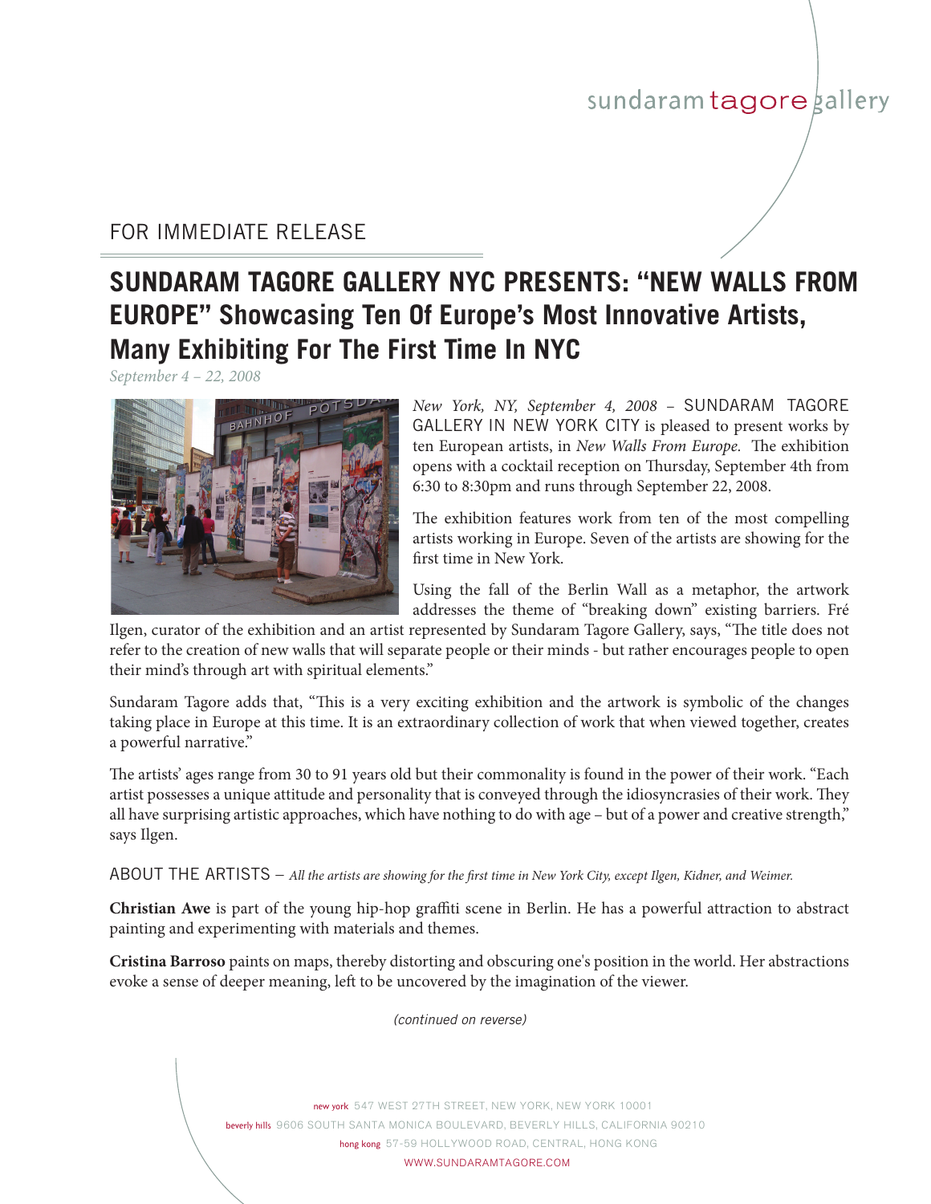sundaram tagore gallery

FOR IMMEDIATE RELEASE

# SUNDARAM TAGORE GALLERY NYC PRESENTS: "NEW WALLS FROM EUROPE" Showcasing Ten Of Europe's Most Innovative Artists, Many Exhibiting For The First Time In NYC

*September 4 – 22, 2008*

*New York, NY, September 4, 2008* – SUNDARAM TAGORE GALLERY IN NEW YORK CITY is pleased to present works by ten European artists, in *New Walls From Europe*. The exhibition opens with a cocktail reception on Thursday, September 4th from 6:30 to 8:30pm and runs through September 22, 2008.

The exhibition features work from ten of the most compelling artists working in Europe. Seven of the artists are showing for the first time in New York.

Using the fall of the Berlin Wall as a metaphor, the artwork addresses the theme of "breaking down" existing barriers. Fré Ilgen, curator of the exhibition and an artist represented by Sundaram Tagore Gallery, says, "The title does not refer to the creation of new walls that will separate people or their minds - but rather encourages people to open their mind's through art with spiritual elements."

Sundaram Tagore adds that, "This is a very exciting exhibition and the artwork is symbolic of the changes taking place in Europe at this time. It is an extraordinary collection of work that when viewed together, creates a powerful narrative."

The artists' ages range from 30 to 91 years old but their commonality is found in the power of their work. "Each artist possesses a unique attitude and personality that is conveyed through the idiosyncrasies of their work. They all have surprising artistic approaches, which have nothing to do with age – but of a power and creative strength," says Ilgen.

ABOUT THE ARTISTS – *All the artists are showing for the first time in New York City, except Ilgen, Kidner, and Weimer.*

**Christian Awe** is part of the young hip-hop graffiti scene in Berlin. He has a powerful attraction to abstract painting and experimenting with materials and themes.

**Cristina Barroso** paints on maps, thereby distorting and obscuring one's position in the world. Her abstractions evoke a sense of deeper meaning, left to be uncovered by the imagination of the viewer.

*(continued on reverse)*

new york 547 WEST 27TH STREET, NEW YORK, NEW YORK 10001
beverly hills 9606 SOUTH SANTA MONICA BOULEVARD, BEVERLY HILLS, CALIFORNIA 90210
hong kong 57-59 HOLLYWOOD ROAD, CENTRAL, HONG KONG
WWW.SUNDARAMTAGORE.COM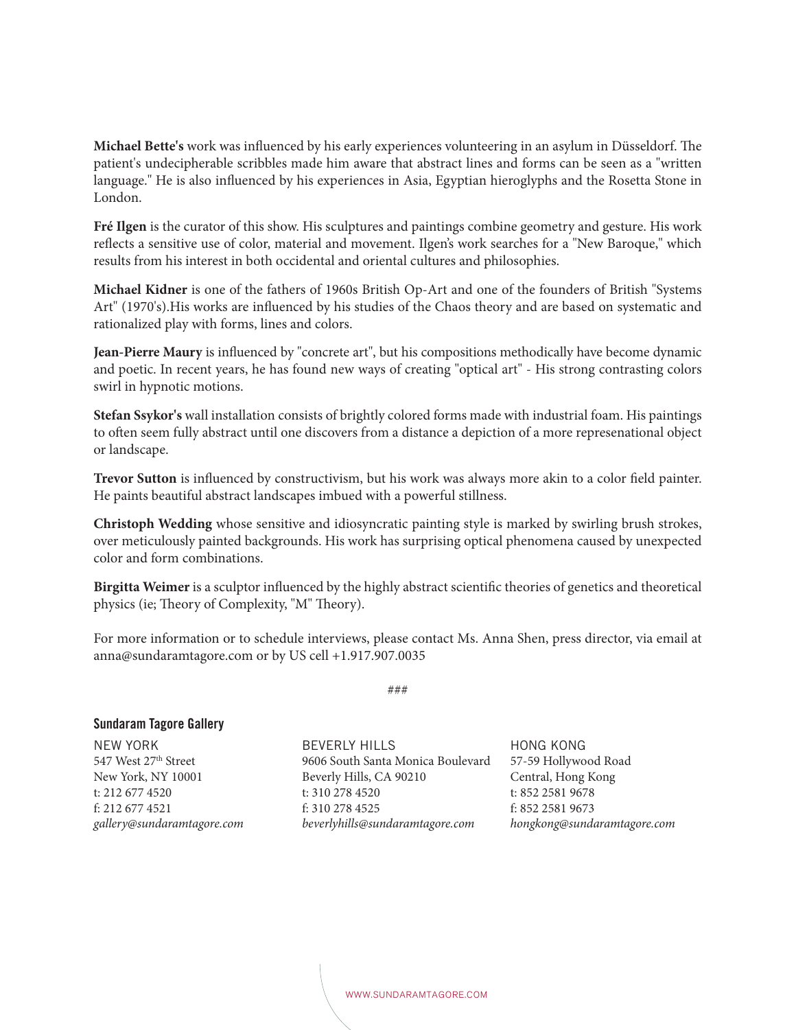**Michael Bette's** work was influenced by his early experiences volunteering in an asylum in Düsseldorf. The patient's undecipherable scribbles made him aware that abstract lines and forms can be seen as a "written language." He is also influenced by his experiences in Asia, Egyptian hieroglyphs and the Rosetta Stone in London.

**Fré Ilgen** is the curator of this show. His sculptures and paintings combine geometry and gesture. His work reflects a sensitive use of color, material and movement. Ilgen's work searches for a "New Baroque," which results from his interest in both occidental and oriental cultures and philosophies.

**Michael Kidner** is one of the fathers of 1960s British Op-Art and one of the founders of British "Systems Art" (1970's).His works are influenced by his studies of the Chaos theory and are based on systematic and rationalized play with forms, lines and colors.

**Jean-Pierre Maury** is influenced by "concrete art", but his compositions methodically have become dynamic and poetic. In recent years, he has found new ways of creating "optical art" - His strong contrasting colors swirl in hypnotic motions.

**Stefan Ssykor's** wall installation consists of brightly colored forms made with industrial foam. His paintings to often seem fully abstract until one discovers from a distance a depiction of a more represenational object or landscape.

**Trevor Sutton** is influenced by constructivism, but his work was always more akin to a color field painter. He paints beautiful abstract landscapes imbued with a powerful stillness.

**Christoph Wedding** whose sensitive and idiosyncratic painting style is marked by swirling brush strokes, over meticulously painted backgrounds. His work has surprising optical phenomena caused by unexpected color and form combinations.

**Birgitta Weimer** is a sculptor influenced by the highly abstract scientific theories of genetics and theoretical physics (ie; Theory of Complexity, "M" Theory).

For more information or to schedule interviews, please contact Ms. Anna Shen, press director, via email at anna@sundaramtagore.com or by US cell +1.917.907.0035

###

**Sundaram Tagore Gallery**

NEW YORK
547 West 27th Street
New York, NY 10001
t: 212 677 4520
f: 212 677 4521
*gallery@sundaramtagore.com*

BEVERLY HILLS
9606 South Santa Monica Boulevard
Beverly Hills, CA 90210
t: 310 278 4520
f: 310 278 4525
*beverlyhills@sundaramtagore.com*

HONG KONG
57-59 Hollywood Road
Central, Hong Kong
t: 852 2581 9678
f: 852 2581 9673
*hongkong@sundaramtagore.com*

WWW.SUNDARAMTAGORE.COM